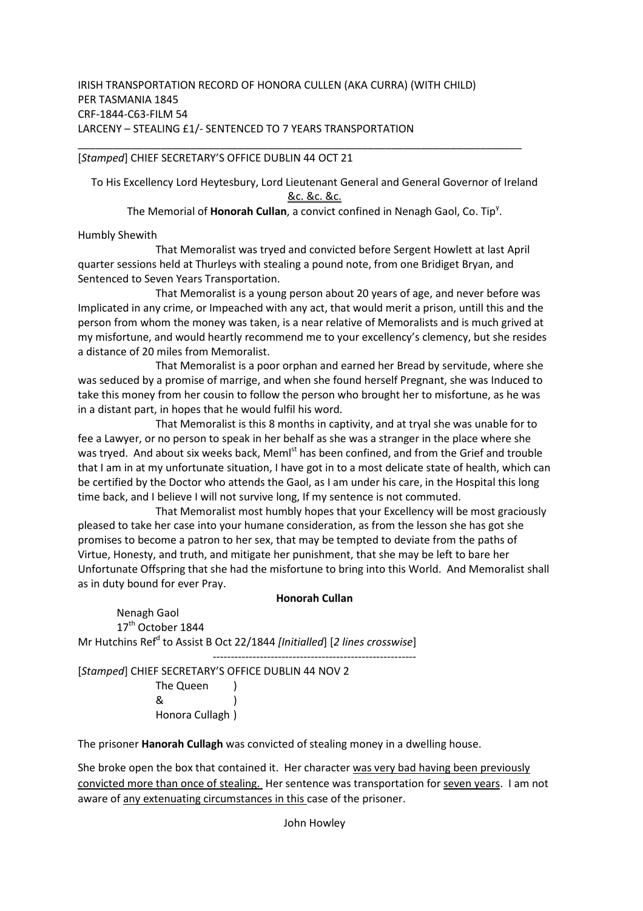IRISH TRANSPORTATION RECORD OF HONORA CULLEN (AKA CURRA) (WITH CHILD)
PER TASMANIA 1845
CRF-1844-C63-FILM 54
LARCENY – STEALING £1/- SENTENCED TO 7 YEARS TRANSPORTATION

---

[*Stamped*] CHIEF SECRETARY'S OFFICE DUBLIN 44 OCT 21

To His Excellency Lord Heytesbury, Lord Lieutenant General and General Governor of Ireland
<u>&c. &c. &c.</u>

The Memorial of **Honorah Cullan**, a convict confined in Nenagh Gaol, Co. Tip[y].

Humbly Shewith

That Memoralist was tryed and convicted before Sergent Howlett at last April quarter sessions held at Thurleys with stealing a pound note, from one Bridiget Bryan, and Sentenced to Seven Years Transportation.

That Memoralist is a young person about 20 years of age, and never before was Implicated in any crime, or Impeached with any act, that would merit a prison, untill this and the person from whom the money was taken, is a near relative of Memoralists and is much grived at my misfortune, and would heartly recommend me to your excellency's clemency, but she resides a distance of 20 miles from Memoralist.

That Memoralist is a poor orphan and earned her Bread by servitude, where she was seduced by a promise of marrige, and when she found herself Pregnant, she was Induced to take this money from her cousin to follow the person who brought her to misfortune, as he was in a distant part, in hopes that he would fulfil his word.

That Memoralist is this 8 months in captivity, and at tryal she was unable for to fee a Lawyer, or no person to speak in her behalf as she was a stranger in the place where she was tryed. And about six weeks back, Meml[st] has been confined, and from the Grief and trouble that I am in at my unfortunate situation, I have got in to a most delicate state of health, which can be certified by the Doctor who attends the Gaol, as I am under his care, in the Hospital this long time back, and I believe I will not survive long, If my sentence is not commuted.

That Memoralist most humbly hopes that your Excellency will be most graciously pleased to take her case into your humane consideration, as from the lesson she has got she promises to become a patron to her sex, that may be tempted to deviate from the paths of Virtue, Honesty, and truth, and mitigate her punishment, that she may be left to bare her Unfortunate Offspring that she had the misfortune to bring into this World. And Memoralist shall as in duty bound for ever Pray.

**Honorah Cullan**

Nenagh Gaol
17[th] October 1844

Mr Hutchins Ref[d] to Assist B Oct 22/1844 *[Initialled]* [*2 lines crosswise*]

---

[*Stamped*] CHIEF SECRETARY'S OFFICE DUBLIN 44 NOV 2

The Queen )
& )
Honora Cullagh )

The prisoner **Hanorah Cullagh** was convicted of stealing money in a dwelling house.

She broke open the box that contained it. Her character <u>was very bad having been previously convicted more than once of stealing.</u> Her sentence was transportation for <u>seven years</u>. I am not aware of <u>any extenuating circumstances in this</u> case of the prisoner.

John Howley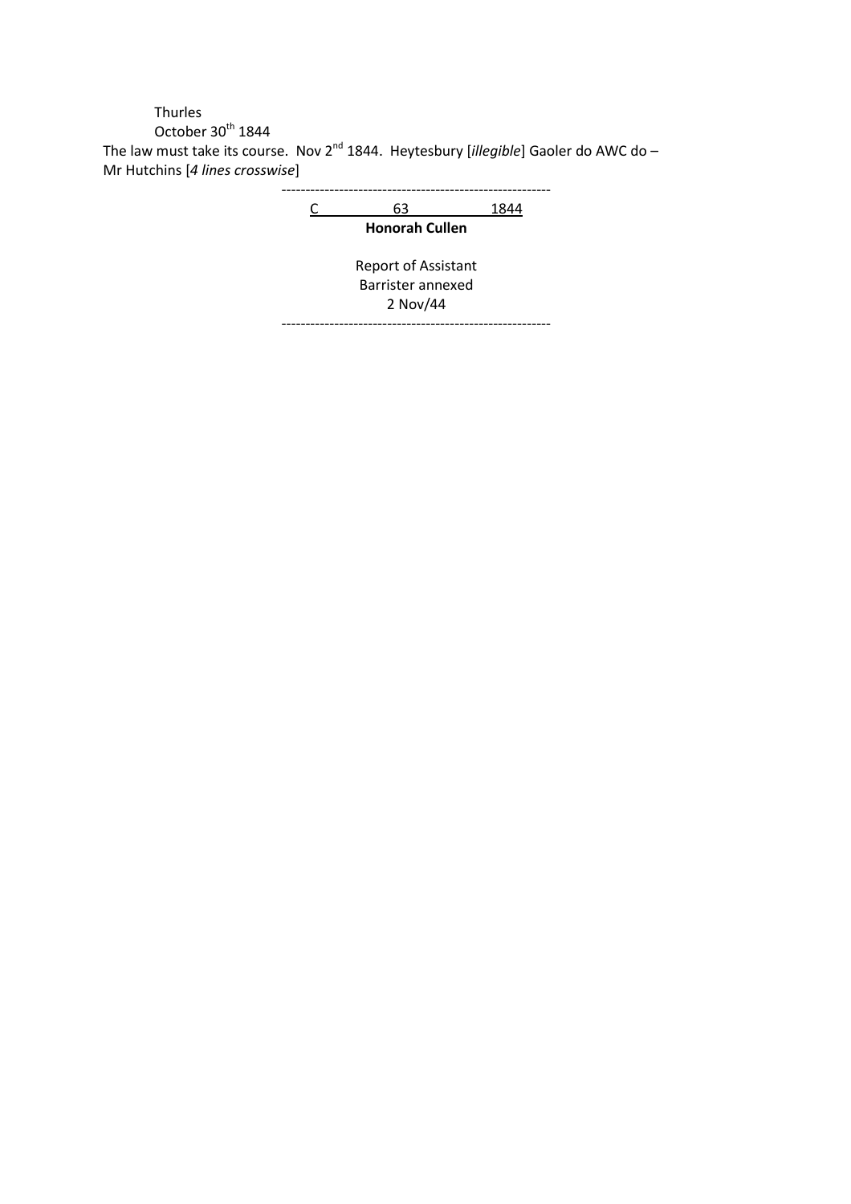Thurles
October 30th 1844

The law must take its course. Nov 2nd 1844. Heytesbury [*illegible*] Gaoler do AWC do – Mr Hutchins [*4 lines crosswise*]

---

C 63 1844

**Honorah Cullen**

Report of Assistant
Barrister annexed
2 Nov/44

---